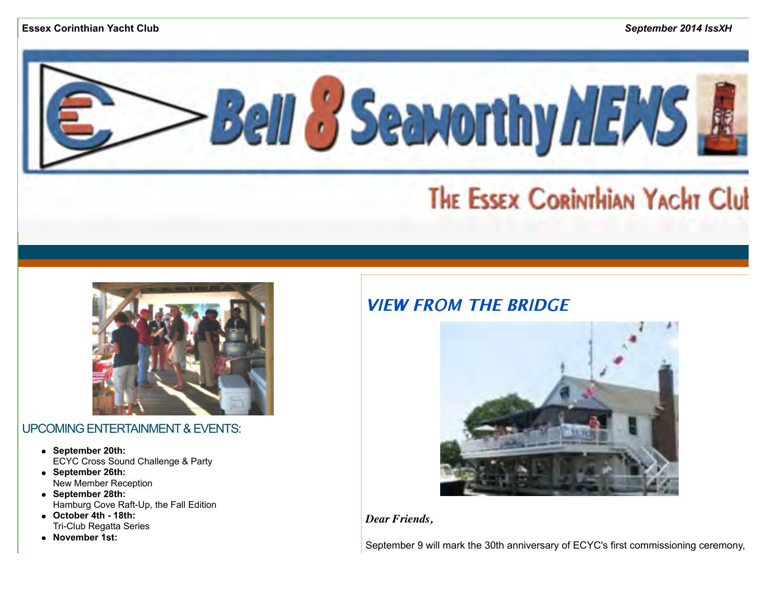**Essex Corinthian Yacht Club** *September 2014 IssXH*

# Bell 8 Seaworthy NEWS

The Essex Corinthian Yacht Club

## UPCOMING ENTERTAINMENT & EVENTS:

- **September 20th:**
  ECYC Cross Sound Challenge & Party
- **September 26th:**
  New Member Reception
- **September 28th:**
  Hamburg Cove Raft-Up, the Fall Edition
- **October 4th - 18th:**
  Tri-Club Regatta Series
- **November 1st:**

## *VIEW FROM THE BRIDGE*

***Dear Friends,***

September 9 will mark the 30th anniversary of ECYC's first commissioning ceremony,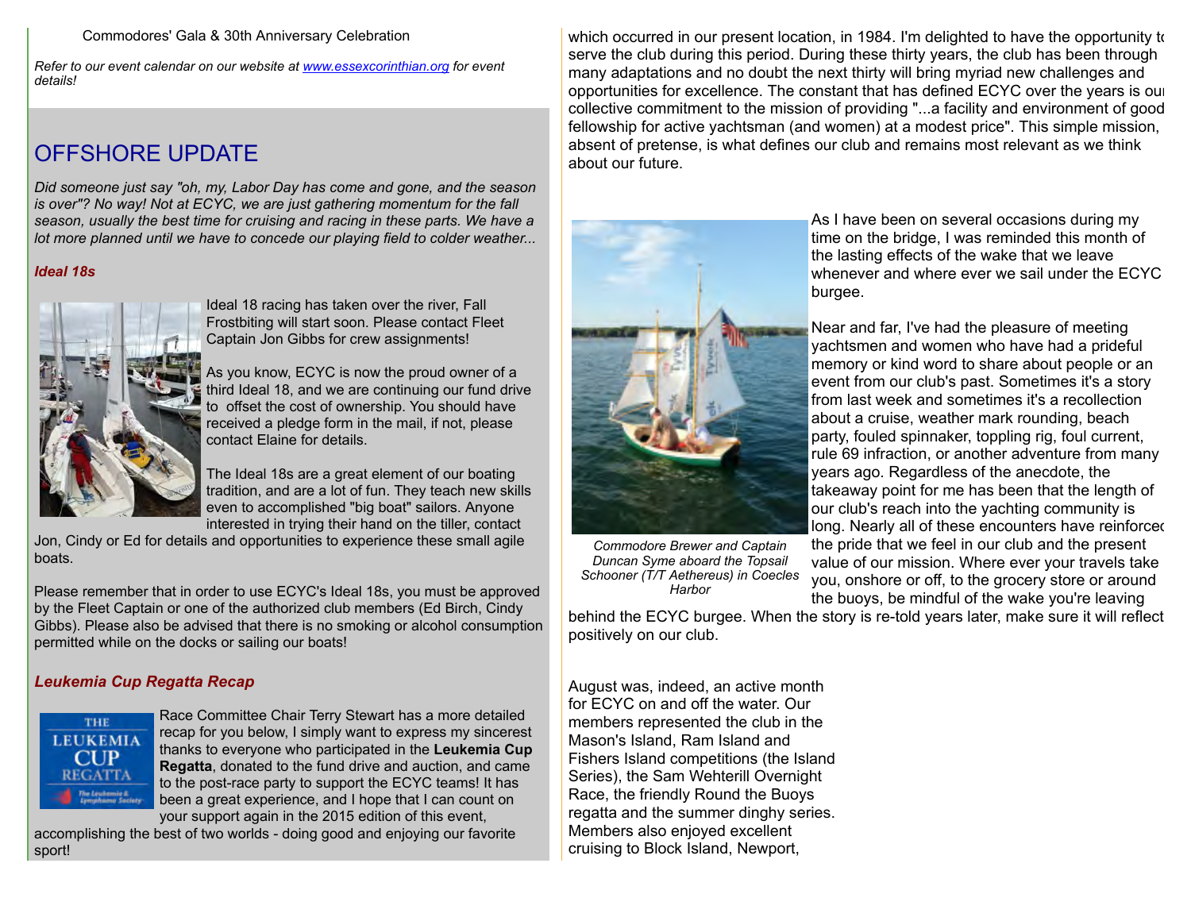Commodores' Gala & 30th Anniversary Celebration

*Refer to our event calendar on our website at www.essexcorinthian.org for event details!*

# OFFSHORE UPDATE

*Did someone just say "oh, my, Labor Day has come and gone, and the season is over"? No way! Not at ECYC, we are just gathering momentum for the fall season, usually the best time for cruising and racing in these parts. We have a lot more planned until we have to concede our playing field to colder weather...*

### *Ideal 18s*

Ideal 18 racing has taken over the river, Fall Frostbiting will start soon. Please contact Fleet Captain Jon Gibbs for crew assignments!

As you know, ECYC is now the proud owner of a third Ideal 18, and we are continuing our fund drive to offset the cost of ownership. You should have received a pledge form in the mail, if not, please contact Elaine for details.

The Ideal 18s are a great element of our boating tradition, and are a lot of fun. They teach new skills even to accomplished "big boat" sailors. Anyone interested in trying their hand on the tiller, contact Jon, Cindy or Ed for details and opportunities to experience these small agile boats.

Please remember that in order to use ECYC's Ideal 18s, you must be approved by the Fleet Captain or one of the authorized club members (Ed Birch, Cindy Gibbs). Please also be advised that there is no smoking or alcohol consumption permitted while on the docks or sailing our boats!

### *Leukemia Cup Regatta Recap*

Race Committee Chair Terry Stewart has a more detailed recap for you below, I simply want to express my sincerest thanks to everyone who participated in the **Leukemia Cup Regatta**, donated to the fund drive and auction, and came to the post-race party to support the ECYC teams! It has been a great experience, and I hope that I can count on your support again in the 2015 edition of this event, accomplishing the best of two worlds - doing good and enjoying our favorite sport!

which occurred in our present location, in 1984. I'm delighted to have the opportunity to serve the club during this period. During these thirty years, the club has been through many adaptations and no doubt the next thirty will bring myriad new challenges and opportunities for excellence. The constant that has defined ECYC over the years is our collective commitment to the mission of providing "...a facility and environment of good fellowship for active yachtsman (and women) at a modest price". This simple mission, absent of pretense, is what defines our club and remains most relevant as we think about our future.

*Commodore Brewer and Captain Duncan Syme aboard the Topsail Schooner (T/T Aethereus) in Coecles Harbor*

As I have been on several occasions during my time on the bridge, I was reminded this month of the lasting effects of the wake that we leave whenever and where ever we sail under the ECYC burgee.

Near and far, I've had the pleasure of meeting yachtsmen and women who have had a prideful memory or kind word to share about people or an event from our club's past. Sometimes it's a story from last week and sometimes it's a recollection about a cruise, weather mark rounding, beach party, fouled spinnaker, toppling rig, foul current, rule 69 infraction, or another adventure from many years ago. Regardless of the anecdote, the takeaway point for me has been that the length of our club's reach into the yachting community is long. Nearly all of these encounters have reinforced the pride that we feel in our club and the present value of our mission. Where ever your travels take you, onshore or off, to the grocery store or around the buoys, be mindful of the wake you're leaving behind the ECYC burgee. When the story is re-told years later, make sure it will reflect positively on our club.

August was, indeed, an active month for ECYC on and off the water. Our members represented the club in the Mason's Island, Ram Island and Fishers Island competitions (the Island Series), the Sam Wehterill Overnight Race, the friendly Round the Buoys regatta and the summer dinghy series. Members also enjoyed excellent cruising to Block Island, Newport,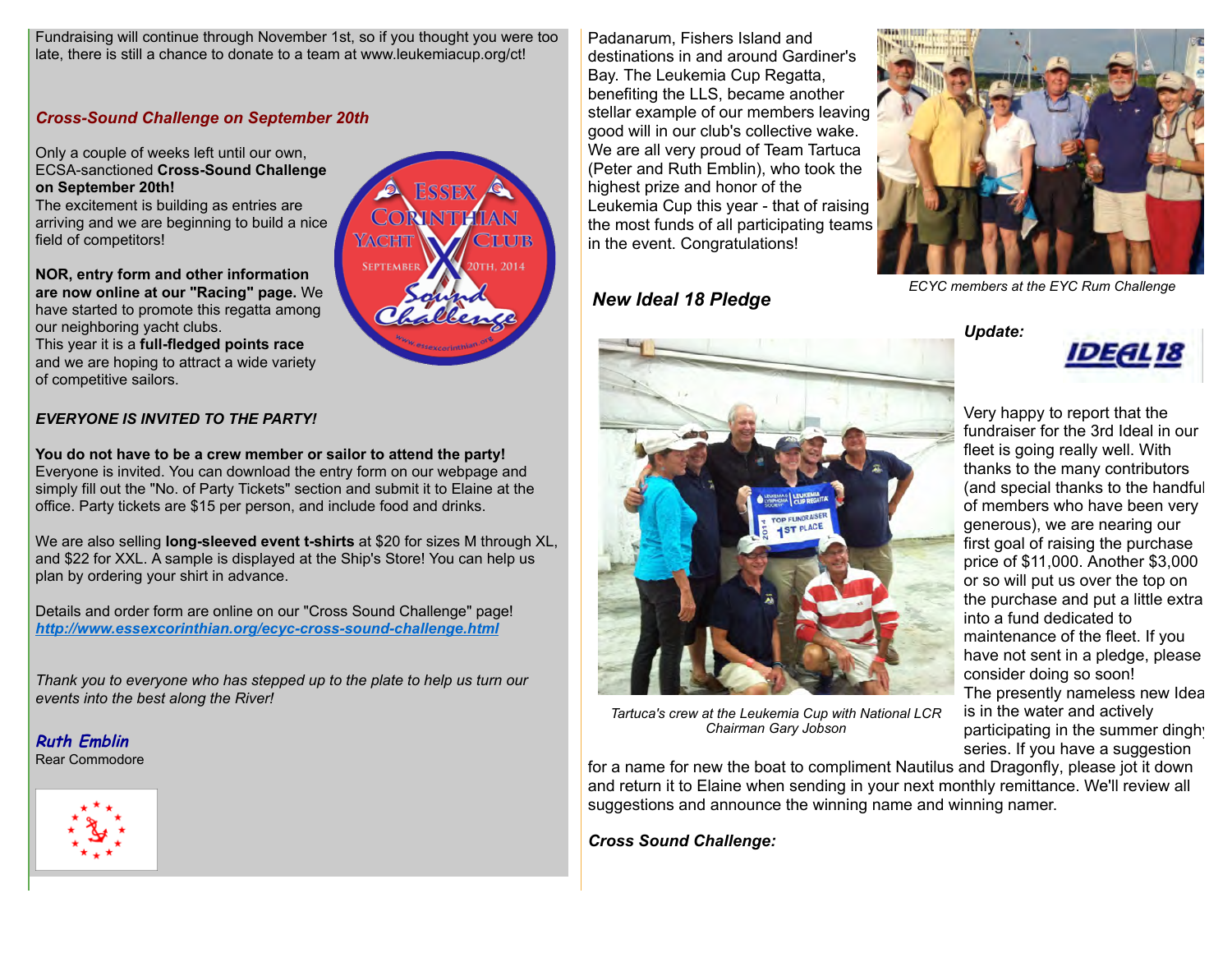Fundraising will continue through November 1st, so if you thought you were too late, there is still a chance to donate to a team at www.leukemiacup.org/ct!

### *Cross-Sound Challenge on September 20th*

Only a couple of weeks left until our own, ECSA-sanctioned **Cross-Sound Challenge on September 20th!**
The excitement is building as entries are arriving and we are beginning to build a nice field of competitors!

**NOR, entry form and other information are now online at our "Racing" page.** We have started to promote this regatta among our neighboring yacht clubs.
This year it is a **full-fledged points race** and we are hoping to attract a wide variety of competitive sailors.

***EVERYONE IS INVITED TO THE PARTY!***

**You do not have to be a crew member or sailor to attend the party!** Everyone is invited. You can download the entry form on our webpage and simply fill out the "No. of Party Tickets" section and submit it to Elaine at the office. Party tickets are $15 per person, and include food and drinks.

We are also selling **long-sleeved event t-shirts** at $20 for sizes M through XL, and $22 for XXL. A sample is displayed at the Ship's Store! You can help us plan by ordering your shirt in advance.

Details and order form are online on our "Cross Sound Challenge" page!
[*http://www.essexcorinthian.org/ecyc-cross-sound-challenge.html*](http://www.essexcorinthian.org/ecyc-cross-sound-challenge.html)

*Thank you to everyone who has stepped up to the plate to help us turn our events into the best along the River!*

***Ruth Emblin***
Rear Commodore

Padanarum, Fishers Island and destinations in and around Gardiner's Bay. The Leukemia Cup Regatta, benefiting the LLS, became another stellar example of our members leaving good will in our club's collective wake. We are all very proud of Team Tartuca (Peter and Ruth Emblin), who took the highest prize and honor of the Leukemia Cup this year - that of raising the most funds of all participating teams in the event. Congratulations!

*ECYC members at the EYC Rum Challenge*

*Tartuca's crew at the Leukemia Cup with National LCR Chairman Gary Jobson*

### *New Ideal 18 Pledge*

***Update:***

Very happy to report that the fundraiser for the 3rd Ideal in our fleet is going really well. With thanks to the many contributors (and special thanks to the handful of members who have been very generous), we are nearing our first goal of raising the purchase price of $11,000. Another $3,000 or so will put us over the top on the purchase and put a little extra into a fund dedicated to maintenance of the fleet. If you have not sent in a pledge, please consider doing so soon!
The presently nameless new Ideal is in the water and actively participating in the summer dinghy series. If you have a suggestion for a name for new the boat to compliment Nautilus and Dragonfly, please jot it down and return it to Elaine when sending in your next monthly remittance. We'll review all suggestions and announce the winning name and winning namer.

***Cross Sound Challenge:***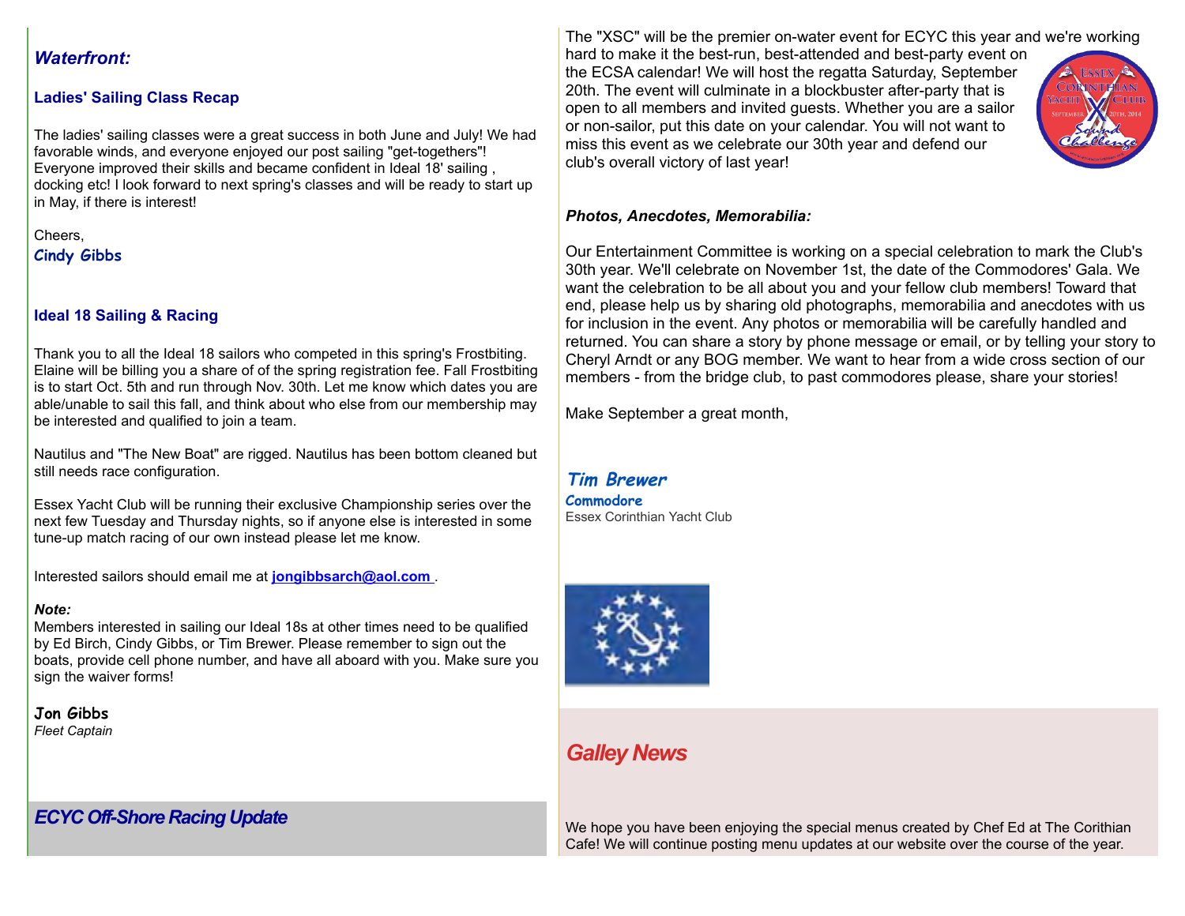## *Waterfront:*

### Ladies' Sailing Class Recap

The ladies' sailing classes were a great success in both June and July! We had favorable winds, and everyone enjoyed our post sailing "get-togethers"! Everyone improved their skills and became confident in Ideal 18' sailing , docking etc! I look forward to next spring's classes and will be ready to start up in May, if there is interest!

Cheers,
**Cindy Gibbs**

### Ideal 18 Sailing & Racing

Thank you to all the Ideal 18 sailors who competed in this spring's Frostbiting. Elaine will be billing you a share of of the spring registration fee. Fall Frostbiting is to start Oct. 5th and run through Nov. 30th. Let me know which dates you are able/unable to sail this fall, and think about who else from our membership may be interested and qualified to join a team.

Nautilus and "The New Boat" are rigged. Nautilus has been bottom cleaned but still needs race configuration.

Essex Yacht Club will be running their exclusive Championship series over the next few Tuesday and Thursday nights, so if anyone else is interested in some tune-up match racing of our own instead please let me know.

Interested sailors should email me at **jongibbsarch@aol.com** .

***Note:***
Members interested in sailing our Ideal 18s at other times need to be qualified by Ed Birch, Cindy Gibbs, or Tim Brewer. Please remember to sign out the boats, provide cell phone number, and have all aboard with you. Make sure you sign the waiver forms!

**Jon Gibbs**
*Fleet Captain*

## *ECYC Off-Shore Racing Update*

The "XSC" will be the premier on-water event for ECYC this year and we're working hard to make it the best-run, best-attended and best-party event on the ECSA calendar! We will host the regatta Saturday, September 20th. The event will culminate in a blockbuster after-party that is open to all members and invited guests. Whether you are a sailor or non-sailor, put this date on your calendar. You will not want to miss this event as we celebrate our 30th year and defend our club's overall victory of last year!

### *Photos, Anecdotes, Memorabilia:*

Our Entertainment Committee is working on a special celebration to mark the Club's 30th year. We'll celebrate on November 1st, the date of the Commodores' Gala. We want the celebration to be all about you and your fellow club members! Toward that end, please help us by sharing old photographs, memorabilia and anecdotes with us for inclusion in the event. Any photos or memorabilia will be carefully handled and returned. You can share a story by phone message or email, or by telling your story to Cheryl Arndt or any BOG member. We want to hear from a wide cross section of our members - from the bridge club, to past commodores please, share your stories!

Make September a great month,

***Tim Brewer***
**Commodore**
Essex Corinthian Yacht Club

## *Galley News*

We hope you have been enjoying the special menus created by Chef Ed at The Corithian Cafe! We will continue posting menu updates at our website over the course of the year.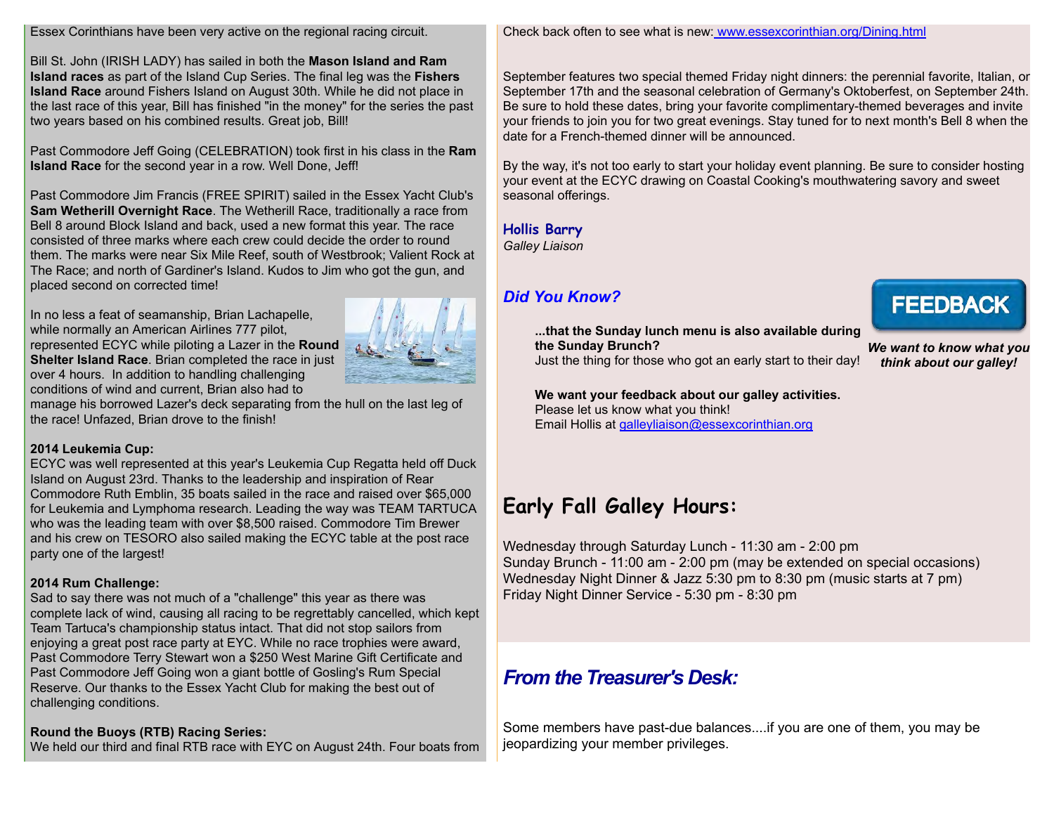Essex Corinthians have been very active on the regional racing circuit.

Bill St. John (IRISH LADY) has sailed in both the **Mason Island and Ram Island races** as part of the Island Cup Series. The final leg was the **Fishers Island Race** around Fishers Island on August 30th. While he did not place in the last race of this year, Bill has finished "in the money" for the series the past two years based on his combined results. Great job, Bill!

Past Commodore Jeff Going (CELEBRATION) took first in his class in the **Ram Island Race** for the second year in a row. Well Done, Jeff!

Past Commodore Jim Francis (FREE SPIRIT) sailed in the Essex Yacht Club's **Sam Wetherill Overnight Race**. The Wetherill Race, traditionally a race from Bell 8 around Block Island and back, used a new format this year. The race consisted of three marks where each crew could decide the order to round them. The marks were near Six Mile Reef, south of Westbrook; Valient Rock at The Race; and north of Gardiner's Island. Kudos to Jim who got the gun, and placed second on corrected time!

In no less a feat of seamanship, Brian Lachapelle, while normally an American Airlines 777 pilot, represented ECYC while piloting a Lazer in the **Round Shelter Island Race**. Brian completed the race in just over 4 hours. In addition to handling challenging conditions of wind and current, Brian also had to manage his borrowed Lazer's deck separating from the hull on the last leg of the race! Unfazed, Brian drove to the finish!

**2014 Leukemia Cup:**
ECYC was well represented at this year's Leukemia Cup Regatta held off Duck Island on August 23rd. Thanks to the leadership and inspiration of Rear Commodore Ruth Emblin, 35 boats sailed in the race and raised over $65,000 for Leukemia and Lymphoma research. Leading the way was TEAM TARTUCA who was the leading team with over $8,500 raised. Commodore Tim Brewer and his crew on TESORO also sailed making the ECYC table at the post race party one of the largest!

**2014 Rum Challenge:**
Sad to say there was not much of a "challenge" this year as there was complete lack of wind, causing all racing to be regrettably cancelled, which kept Team Tartuca's championship status intact. That did not stop sailors from enjoying a great post race party at EYC. While no race trophies were award, Past Commodore Terry Stewart won a $250 West Marine Gift Certificate and Past Commodore Jeff Going won a giant bottle of Gosling's Rum Special Reserve. Our thanks to the Essex Yacht Club for making the best out of challenging conditions.

**Round the Buoys (RTB) Racing Series:**
We held our third and final RTB race with EYC on August 24th. Four boats from

Check back often to see what is new: www.essexcorinthian.org/Dining.html

September features two special themed Friday night dinners: the perennial favorite, Italian, on September 17th and the seasonal celebration of Germany's Oktoberfest, on September 24th. Be sure to hold these dates, bring your favorite complimentary-themed beverages and invite your friends to join you for two great evenings. Stay tuned for to next month's Bell 8 when the date for a French-themed dinner will be announced.

By the way, it's not too early to start your holiday event planning. Be sure to consider hosting your event at the ECYC drawing on Coastal Cooking's mouthwatering savory and sweet seasonal offerings.

**Hollis Barry**
*Galley Liaison*

### *Did You Know?*

**...that the Sunday lunch menu is also available during the Sunday Brunch?**
Just the thing for those who got an early start to their day!

**We want your feedback about our galley activities.**
Please let us know what you think!
Email Hollis at galleyliaison@essexcorinthian.org

FEEDBACK

***We want to know what you think about our galley!***

## Early Fall Galley Hours:

Wednesday through Saturday Lunch - 11:30 am - 2:00 pm
Sunday Brunch - 11:00 am - 2:00 pm (may be extended on special occasions)
Wednesday Night Dinner & Jazz 5:30 pm to 8:30 pm (music starts at 7 pm)
Friday Night Dinner Service - 5:30 pm - 8:30 pm

## *From the Treasurer's Desk:*

Some members have past-due balances....if you are one of them, you may be jeopardizing your member privileges.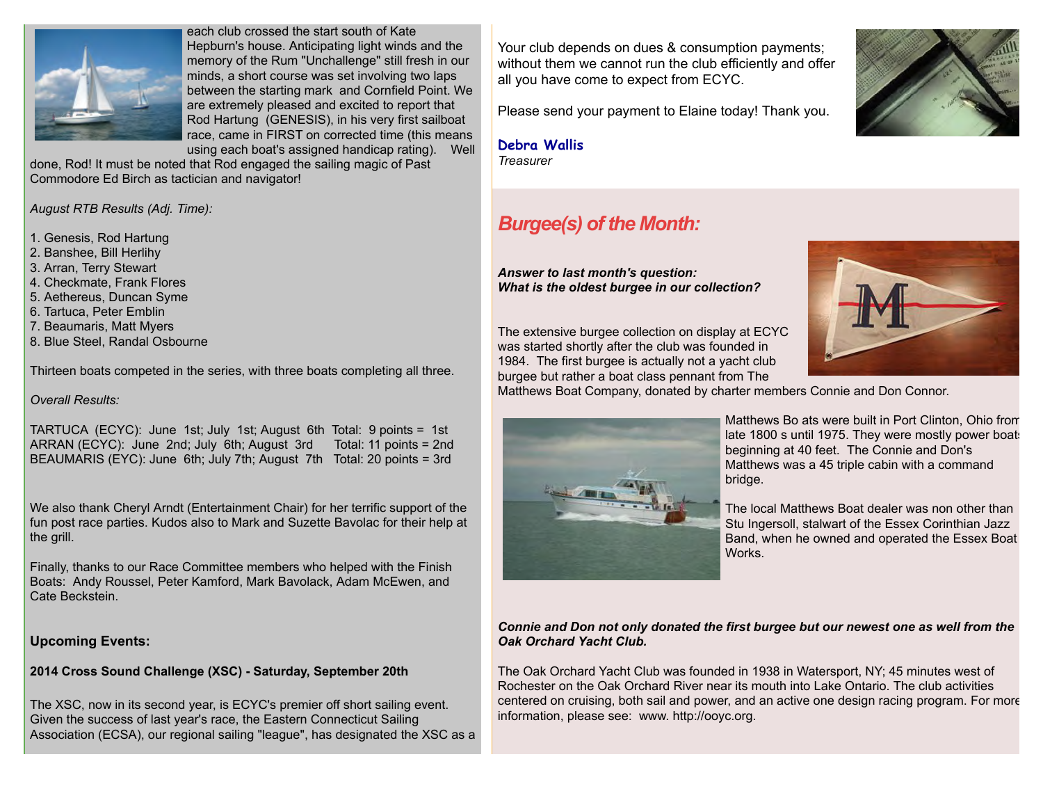each club crossed the start south of Kate Hepburn's house. Anticipating light winds and the memory of the Rum "Unchallenge" still fresh in our minds, a short course was set involving two laps between the starting mark and Cornfield Point. We are extremely pleased and excited to report that Rod Hartung (GENESIS), in his very first sailboat race, came in FIRST on corrected time (this means using each boat's assigned handicap rating). Well done, Rod! It must be noted that Rod engaged the sailing magic of Past Commodore Ed Birch as tactician and navigator!

*August RTB Results (Adj. Time):*

1. Genesis, Rod Hartung
2. Banshee, Bill Herlihy
3. Arran, Terry Stewart
4. Checkmate, Frank Flores
5. Aethereus, Duncan Syme
6. Tartuca, Peter Emblin
7. Beaumaris, Matt Myers
8. Blue Steel, Randal Osbourne

Thirteen boats competed in the series, with three boats completing all three.

*Overall Results:*

TARTUCA (ECYC): June 1st; July 1st; August 6th Total: 9 points = 1st
ARRAN (ECYC): June 2nd; July 6th; August 3rd Total: 11 points = 2nd
BEAUMARIS (EYC): June 6th; July 7th; August 7th Total: 20 points = 3rd

We also thank Cheryl Arndt (Entertainment Chair) for her terrific support of the fun post race parties. Kudos also to Mark and Suzette Bavolac for their help at the grill.

Finally, thanks to our Race Committee members who helped with the Finish Boats: Andy Roussel, Peter Kamford, Mark Bavolack, Adam McEwen, and Cate Beckstein.

### Upcoming Events:

**2014 Cross Sound Challenge (XSC) - Saturday, September 20th**

The XSC, now in its second year, is ECYC's premier off short sailing event. Given the success of last year's race, the Eastern Connecticut Sailing Association (ECSA), our regional sailing "league", has designated the XSC as a

Your club depends on dues & consumption payments; without them we cannot run the club efficiently and offer all you have come to expect from ECYC.

Please send your payment to Elaine today! Thank you.

**Debra Wallis**
*Treasurer*

## *Burgee(s) of the Month:*

***Answer to last month's question:***
***What is the oldest burgee in our collection?***

The extensive burgee collection on display at ECYC was started shortly after the club was founded in 1984. The first burgee is actually not a yacht club burgee but rather a boat class pennant from The Matthews Boat Company, donated by charter members Connie and Don Connor.

Matthews Bo ats were built in Port Clinton, Ohio from late 1800 s until 1975. They were mostly power boats beginning at 40 feet. The Connie and Don's Matthews was a 45 triple cabin with a command bridge.

The local Matthews Boat dealer was non other than Stu Ingersoll, stalwart of the Essex Corinthian Jazz Band, when he owned and operated the Essex Boat Works.

***Connie and Don not only donated the first burgee but our newest one as well from the Oak Orchard Yacht Club.***

The Oak Orchard Yacht Club was founded in 1938 in Watersport, NY; 45 minutes west of Rochester on the Oak Orchard River near its mouth into Lake Ontario. The club activities centered on cruising, both sail and power, and an active one design racing program. For more information, please see: www. http://ooyc.org.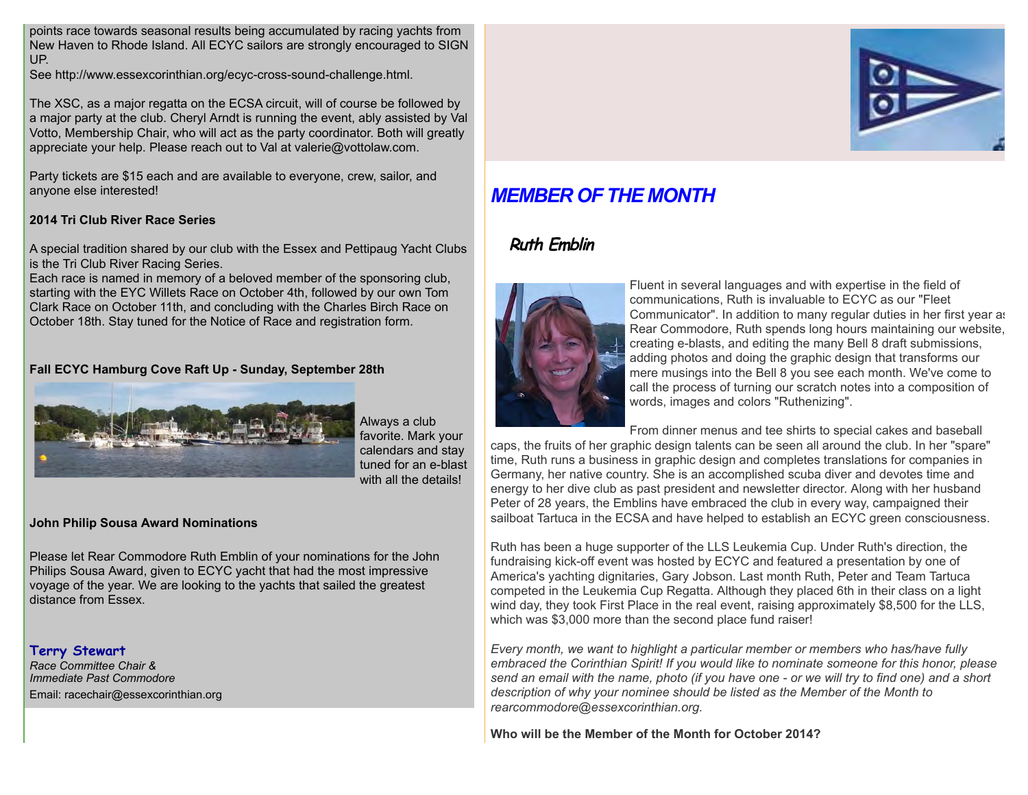points race towards seasonal results being accumulated by racing yachts from New Haven to Rhode Island. All ECYC sailors are strongly encouraged to SIGN UP.
See http://www.essexcorinthian.org/ecyc-cross-sound-challenge.html.

The XSC, as a major regatta on the ECSA circuit, will of course be followed by a major party at the club. Cheryl Arndt is running the event, ably assisted by Val Votto, Membership Chair, who will act as the party coordinator. Both will greatly appreciate your help. Please reach out to Val at valerie@vottolaw.com.

Party tickets are $15 each and are available to everyone, crew, sailor, and anyone else interested!

**2014 Tri Club River Race Series**

A special tradition shared by our club with the Essex and Pettipaug Yacht Clubs is the Tri Club River Racing Series.
Each race is named in memory of a beloved member of the sponsoring club, starting with the EYC Willets Race on October 4th, followed by our own Tom Clark Race on October 11th, and concluding with the Charles Birch Race on October 18th. Stay tuned for the Notice of Race and registration form.

**Fall ECYC Hamburg Cove Raft Up - Sunday, September 28th**

Always a club favorite. Mark your calendars and stay tuned for an e-blast with all the details!

**John Philip Sousa Award Nominations**

Please let Rear Commodore Ruth Emblin of your nominations for the John Philips Sousa Award, given to ECYC yacht that had the most impressive voyage of the year. We are looking to the yachts that sailed the greatest distance from Essex.

**Terry Stewart**
*Race Committee Chair &*
*Immediate Past Commodore*
Email: racechair@essexcorinthian.org

## *MEMBER OF THE MONTH*

### Ruth Emblin

Fluent in several languages and with expertise in the field of communications, Ruth is invaluable to ECYC as our "Fleet Communicator". In addition to many regular duties in her first year as Rear Commodore, Ruth spends long hours maintaining our website, creating e-blasts, and editing the many Bell 8 draft submissions, adding photos and doing the graphic design that transforms our mere musings into the Bell 8 you see each month. We've come to call the process of turning our scratch notes into a composition of words, images and colors "Ruthenizing".

From dinner menus and tee shirts to special cakes and baseball caps, the fruits of her graphic design talents can be seen all around the club. In her "spare" time, Ruth runs a business in graphic design and completes translations for companies in Germany, her native country. She is an accomplished scuba diver and devotes time and energy to her dive club as past president and newsletter director. Along with her husband Peter of 28 years, the Emblins have embraced the club in every way, campaigned their sailboat Tartuca in the ECSA and have helped to establish an ECYC green consciousness.

Ruth has been a huge supporter of the LLS Leukemia Cup. Under Ruth's direction, the fundraising kick-off event was hosted by ECYC and featured a presentation by one of America's yachting dignitaries, Gary Jobson. Last month Ruth, Peter and Team Tartuca competed in the Leukemia Cup Regatta. Although they placed 6th in their class on a light wind day, they took First Place in the real event, raising approximately $8,500 for the LLS, which was $3,000 more than the second place fund raiser!

*Every month, we want to highlight a particular member or members who has/have fully embraced the Corinthian Spirit! If you would like to nominate someone for this honor, please send an email with the name, photo (if you have one - or we will try to find one) and a short description of why your nominee should be listed as the Member of the Month to rearcommodore@essexcorinthian.org.*

**Who will be the Member of the Month for October 2014?**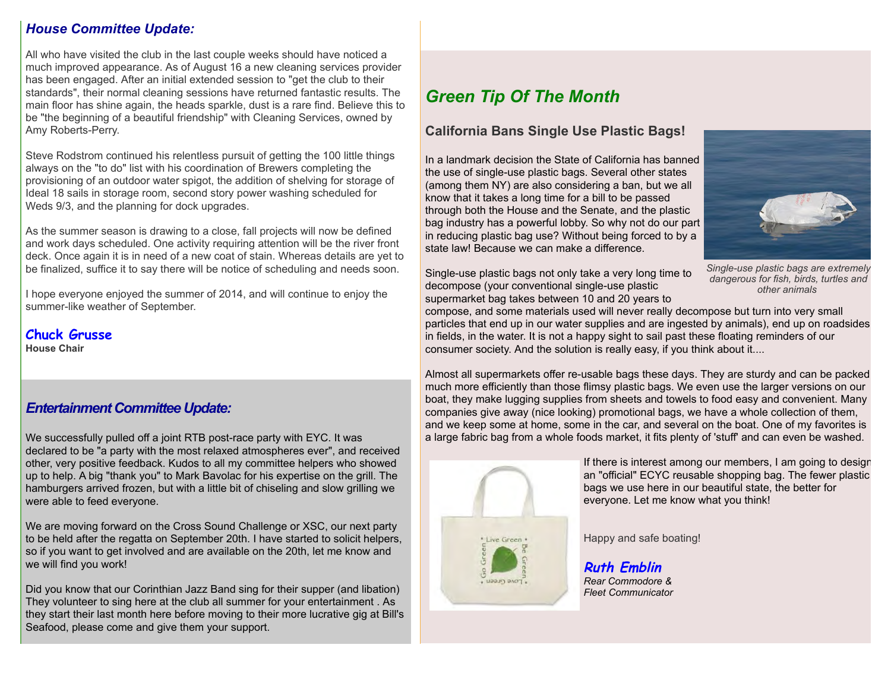## *House Committee Update:*

All who have visited the club in the last couple weeks should have noticed a much improved appearance. As of August 16 a new cleaning services provider has been engaged. After an initial extended session to "get the club to their standards", their normal cleaning sessions have returned fantastic results. The main floor has shine again, the heads sparkle, dust is a rare find. Believe this to be "the beginning of a beautiful friendship" with Cleaning Services, owned by Amy Roberts-Perry.

Steve Rodstrom continued his relentless pursuit of getting the 100 little things always on the "to do" list with his coordination of Brewers completing the provisioning of an outdoor water spigot, the addition of shelving for storage of Ideal 18 sails in storage room, second story power washing scheduled for Weds 9/3, and the planning for dock upgrades.

As the summer season is drawing to a close, fall projects will now be defined and work days scheduled. One activity requiring attention will be the river front deck. Once again it is in need of a new coat of stain. Whereas details are yet to be finalized, suffice it to say there will be notice of scheduling and needs soon.

I hope everyone enjoyed the summer of 2014, and will continue to enjoy the summer-like weather of September.

**Chuck Grusse**
**House Chair**

## *Entertainment Committee Update:*

We successfully pulled off a joint RTB post-race party with EYC. It was declared to be "a party with the most relaxed atmospheres ever", and received other, very positive feedback. Kudos to all my committee helpers who showed up to help. A big "thank you" to Mark Bavolac for his expertise on the grill. The hamburgers arrived frozen, but with a little bit of chiseling and slow grilling we were able to feed everyone.

We are moving forward on the Cross Sound Challenge or XSC, our next party to be held after the regatta on September 20th. I have started to solicit helpers, so if you want to get involved and are available on the 20th, let me know and we will find you work!

Did you know that our Corinthian Jazz Band sing for their supper (and libation) They volunteer to sing here at the club all summer for your entertainment . As they start their last month here before moving to their more lucrative gig at Bill's Seafood, please come and give them your support.

## *Green Tip Of The Month*

### California Bans Single Use Plastic Bags!

In a landmark decision the State of California has banned the use of single-use plastic bags. Several other states (among them NY) are also considering a ban, but we all know that it takes a long time for a bill to be passed through both the House and the Senate, and the plastic bag industry has a powerful lobby. So why not do our part in reducing plastic bag use? Without being forced to by a state law! Because we can make a difference.

*Single-use plastic bags are extremely dangerous for fish, birds, turtles and other animals*

Single-use plastic bags not only take a very long time to decompose (your conventional single-use plastic supermarket bag takes between 10 and 20 years to compose, and some materials used will never really decompose but turn into very small particles that end up in our water supplies and are ingested by animals), end up on roadsides in fields, in the water. It is not a happy sight to sail past these floating reminders of our consumer society. And the solution is really easy, if you think about it....

Almost all supermarkets offer re-usable bags these days. They are sturdy and can be packed much more efficiently than those flimsy plastic bags. We even use the larger versions on our boat, they make lugging supplies from sheets and towels to food easy and convenient. Many companies give away (nice looking) promotional bags, we have a whole collection of them, and we keep some at home, some in the car, and several on the boat. One of my favorites is a large fabric bag from a whole foods market, it fits plenty of 'stuff' and can even be washed.

If there is interest among our members, I am going to design an "official" ECYC reusable shopping bag. The fewer plastic bags we use here in our beautiful state, the better for everyone. Let me know what you think!

Happy and safe boating!

**Ruth Emblin**
*Rear Commodore &*
*Fleet Communicator*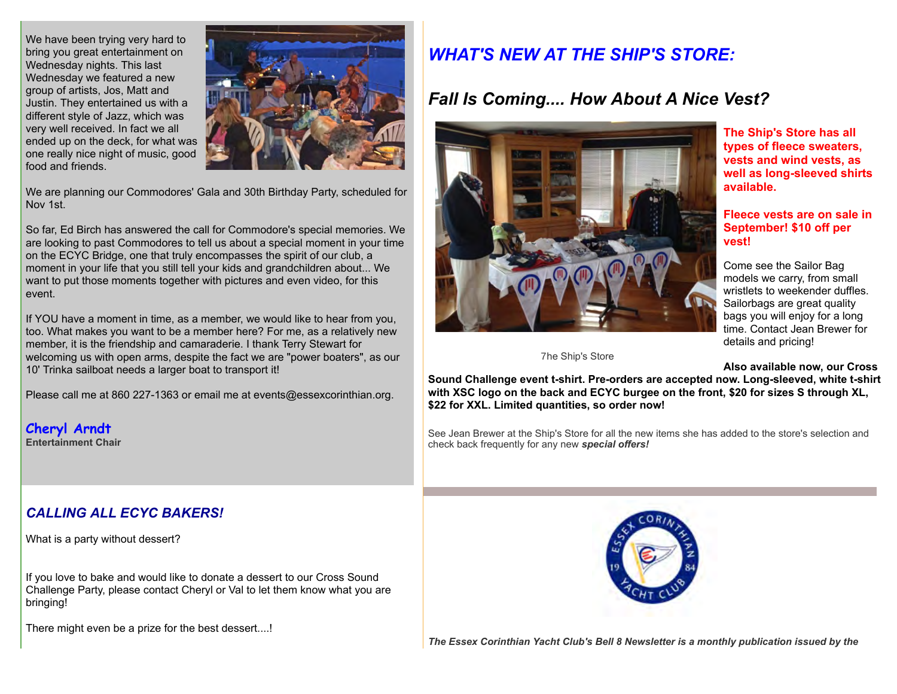We have been trying very hard to bring you great entertainment on Wednesday nights. This last Wednesday we featured a new group of artists, Jos, Matt and Justin. They entertained us with a different style of Jazz, which was very well received. In fact we all ended up on the deck, for what was one really nice night of music, good food and friends.

We are planning our Commodores' Gala and 30th Birthday Party, scheduled for Nov 1st.

So far, Ed Birch has answered the call for Commodore's special memories. We are looking to past Commodores to tell us about a special moment in your time on the ECYC Bridge, one that truly encompasses the spirit of our club, a moment in your life that you still tell your kids and grandchildren about... We want to put those moments together with pictures and even video, for this event.

If YOU have a moment in time, as a member, we would like to hear from you, too. What makes you want to be a member here? For me, as a relatively new member, it is the friendship and camaraderie. I thank Terry Stewart for welcoming us with open arms, despite the fact we are "power boaters", as our 10' Trinka sailboat needs a larger boat to transport it!

Please call me at 860 227-1363 or email me at events@essexcorinthian.org.

**Cheryl Arndt**
**Entertainment Chair**

## *CALLING ALL ECYC BAKERS!*

What is a party without dessert?

If you love to bake and would like to donate a dessert to our Cross Sound Challenge Party, please contact Cheryl or Val to let them know what you are bringing!

There might even be a prize for the best dessert....!

## *WHAT'S NEW AT THE SHIP'S STORE:*

### *Fall Is Coming.... How About A Nice Vest?*

7he Ship's Store

**The Ship's Store has all types of fleece sweaters, vests and wind vests, as well as long-sleeved shirts available.**

**Fleece vests are on sale in September! $10 off per vest!**

Come see the Sailor Bag models we carry, from small wristlets to weekender duffles. Sailorbags are great quality bags you will enjoy for a long time. Contact Jean Brewer for details and pricing!

**Also available now, our Cross Sound Challenge event t-shirt. Pre-orders are accepted now. Long-sleeved, white t-shirt with XSC logo on the back and ECYC burgee on the front, $20 for sizes S through XL, $22 for XXL. Limited quantities, so order now!**

See Jean Brewer at the Ship's Store for all the new items she has added to the store's selection and check back frequently for any new ***special offers!***

***The Essex Corinthian Yacht Club's Bell 8 Newsletter is a monthly publication issued by the***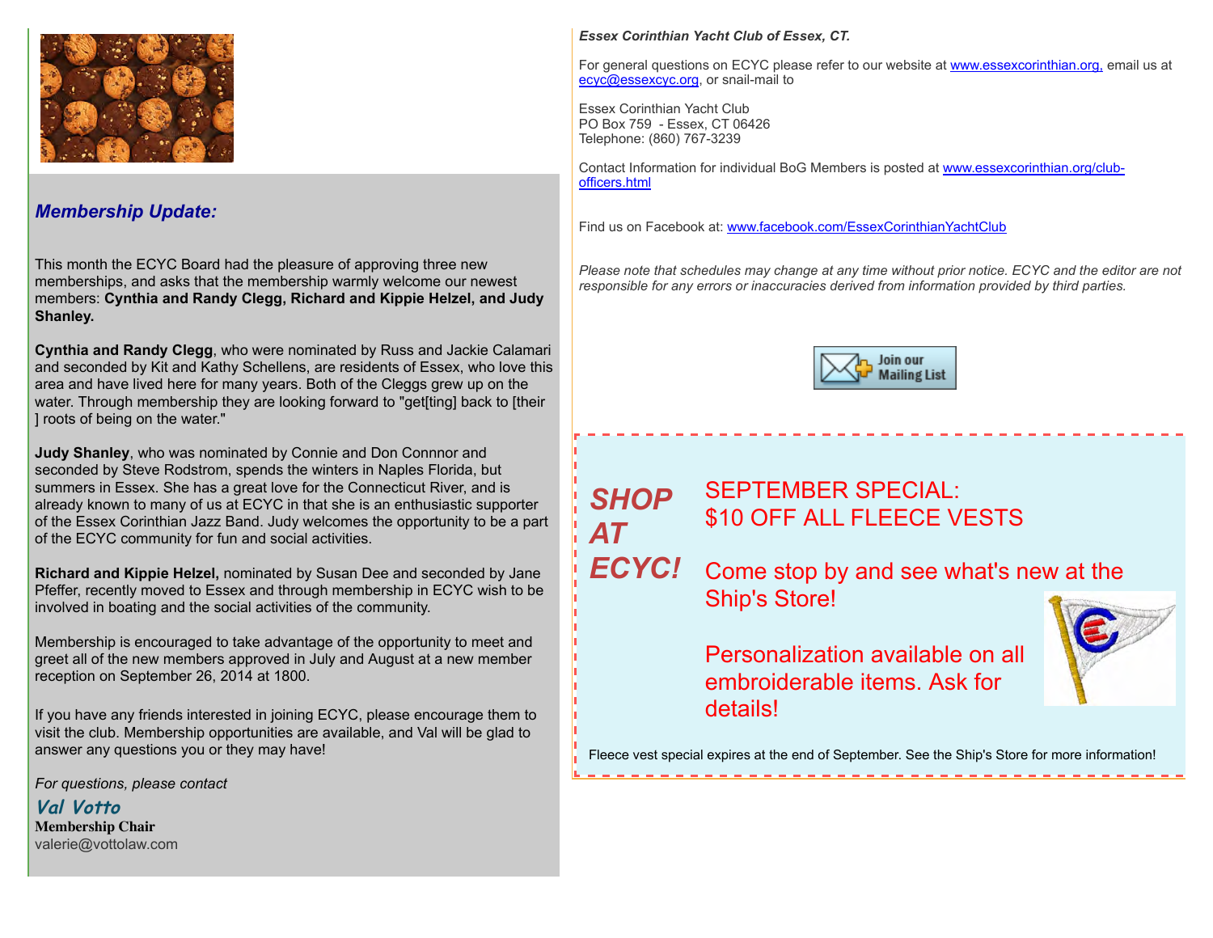## *Membership Update:*

This month the ECYC Board had the pleasure of approving three new memberships, and asks that the membership warmly welcome our newest members: **Cynthia and Randy Clegg, Richard and Kippie Helzel, and Judy Shanley.**

**Cynthia and Randy Clegg**, who were nominated by Russ and Jackie Calamari and seconded by Kit and Kathy Schellens, are residents of Essex, who love this area and have lived here for many years. Both of the Cleggs grew up on the water. Through membership they are looking forward to "get[ting] back to [their ] roots of being on the water."

**Judy Shanley**, who was nominated by Connie and Don Connnor and seconded by Steve Rodstrom, spends the winters in Naples Florida, but summers in Essex. She has a great love for the Connecticut River, and is already known to many of us at ECYC in that she is an enthusiastic supporter of the Essex Corinthian Jazz Band. Judy welcomes the opportunity to be a part of the ECYC community for fun and social activities.

**Richard and Kippie Helzel,** nominated by Susan Dee and seconded by Jane Pfeffer, recently moved to Essex and through membership in ECYC wish to be involved in boating and the social activities of the community.

Membership is encouraged to take advantage of the opportunity to meet and greet all of the new members approved in July and August at a new member reception on September 26, 2014 at 1800.

If you have any friends interested in joining ECYC, please encourage them to visit the club. Membership opportunities are available, and Val will be glad to answer any questions you or they may have!

*For questions, please contact*

***Val Votto***
**Membership Chair**
valerie@vottolaw.com

***Essex Corinthian Yacht Club of Essex, CT.***

For general questions on ECYC please refer to our website at www.essexcorinthian.org, email us at ecyc@essexcyc.org, or snail-mail to

Essex Corinthian Yacht Club
PO Box 759 - Essex, CT 06426
Telephone: (860) 767-3239

Contact Information for individual BoG Members is posted at www.essexcorinthian.org/club-officers.html

Find us on Facebook at: www.facebook.com/EssexCorinthianYachtClub

*Please note that schedules may change at any time without prior notice. ECYC and the editor are not responsible for any errors or inaccuracies derived from information provided by third parties.*

Join our Mailing List

***SHOP AT ECYC!***

SEPTEMBER SPECIAL:
$10 OFF ALL FLEECE VESTS

Come stop by and see what's new at the Ship's Store!

Personalization available on all embroiderable items. Ask for details!

Fleece vest special expires at the end of September. See the Ship's Store for more information!